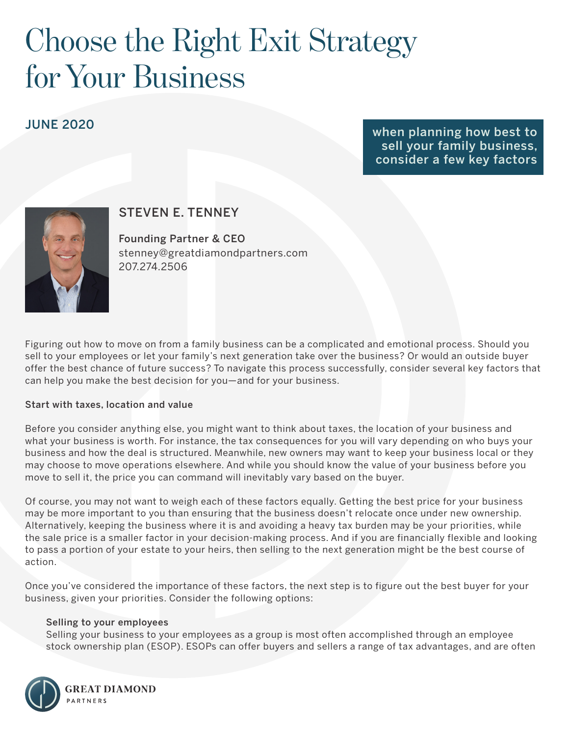# Choose the Right Exit Strategy for Your Business

JUNE 2020

when planning how best to sell your family business, consider a few key factors

## STEVEN E. TENNEY

**Founding Partner & CEO**
stenney@greatdiamondpartners.com
207.274.2506

Figuring out how to move on from a family business can be a complicated and emotional process. Should you sell to your employees or let your family's next generation take over the business? Or would an outside buyer offer the best chance of future success? To navigate this process successfully, consider several key factors that can help you make the best decision for you—and for your business.

### Start with taxes, location and value

Before you consider anything else, you might want to think about taxes, the location of your business and what your business is worth. For instance, the tax consequences for you will vary depending on who buys your business and how the deal is structured. Meanwhile, new owners may want to keep your business local or they may choose to move operations elsewhere. And while you should know the value of your business before you move to sell it, the price you can command will inevitably vary based on the buyer.

Of course, you may not want to weigh each of these factors equally. Getting the best price for your business may be more important to you than ensuring that the business doesn't relocate once under new ownership. Alternatively, keeping the business where it is and avoiding a heavy tax burden may be your priorities, while the sale price is a smaller factor in your decision-making process. And if you are financially flexible and looking to pass a portion of your estate to your heirs, then selling to the next generation might be the best course of action.

Once you've considered the importance of these factors, the next step is to figure out the best buyer for your business, given your priorities. Consider the following options:

#### Selling to your employees

Selling your business to your employees as a group is most often accomplished through an employee stock ownership plan (ESOP). ESOPs can offer buyers and sellers a range of tax advantages, and are often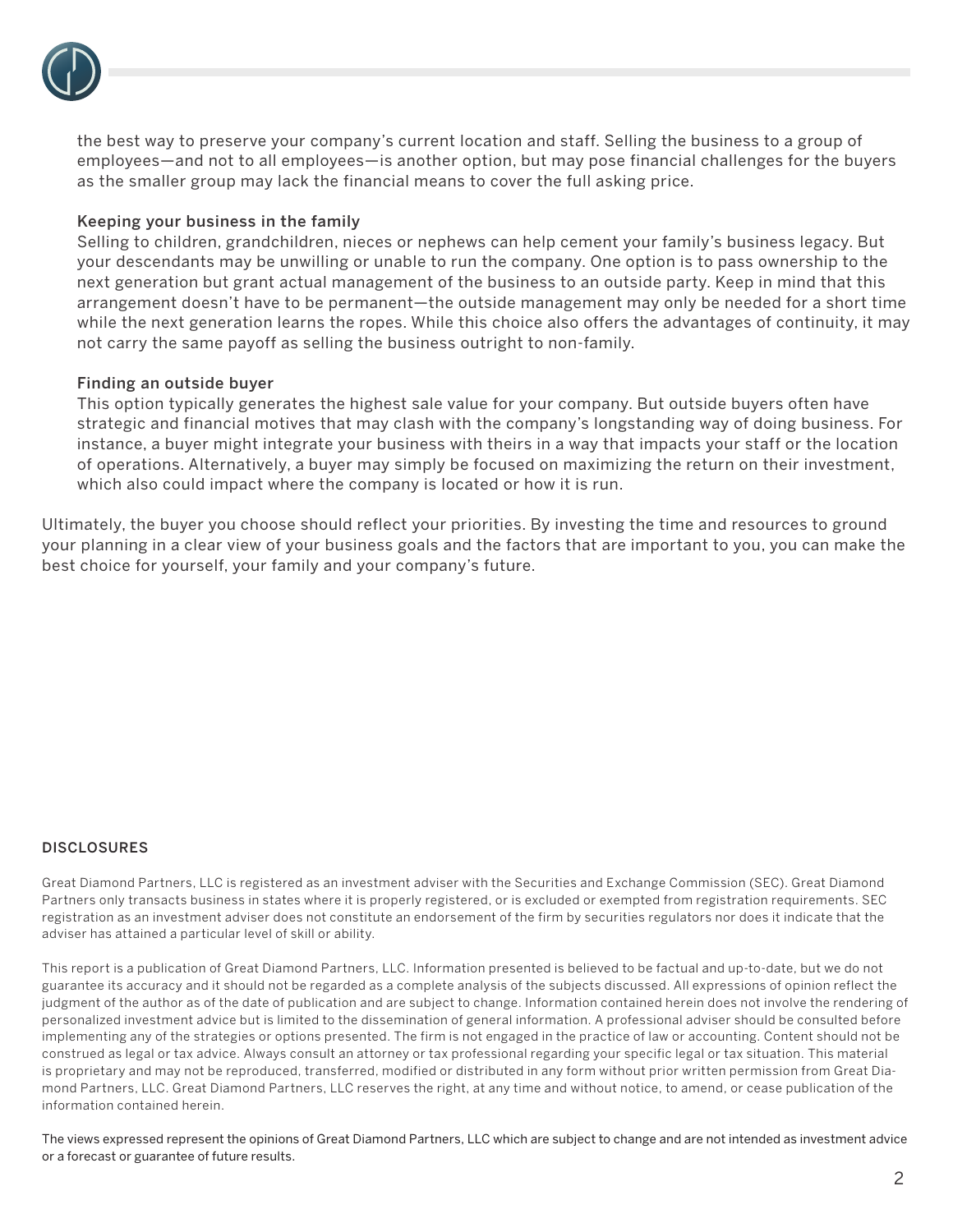the best way to preserve your company's current location and staff. Selling the business to a group of employees—and not to all employees—is another option, but may pose financial challenges for the buyers as the smaller group may lack the financial means to cover the full asking price.

### Keeping your business in the family

Selling to children, grandchildren, nieces or nephews can help cement your family's business legacy. But your descendants may be unwilling or unable to run the company. One option is to pass ownership to the next generation but grant actual management of the business to an outside party. Keep in mind that this arrangement doesn't have to be permanent—the outside management may only be needed for a short time while the next generation learns the ropes. While this choice also offers the advantages of continuity, it may not carry the same payoff as selling the business outright to non-family.

### Finding an outside buyer

This option typically generates the highest sale value for your company. But outside buyers often have strategic and financial motives that may clash with the company's longstanding way of doing business. For instance, a buyer might integrate your business with theirs in a way that impacts your staff or the location of operations. Alternatively, a buyer may simply be focused on maximizing the return on their investment, which also could impact where the company is located or how it is run.

Ultimately, the buyer you choose should reflect your priorities. By investing the time and resources to ground your planning in a clear view of your business goals and the factors that are important to you, you can make the best choice for yourself, your family and your company's future.

## DISCLOSURES

Great Diamond Partners, LLC is registered as an investment adviser with the Securities and Exchange Commission (SEC). Great Diamond Partners only transacts business in states where it is properly registered, or is excluded or exempted from registration requirements. SEC registration as an investment adviser does not constitute an endorsement of the firm by securities regulators nor does it indicate that the adviser has attained a particular level of skill or ability.

This report is a publication of Great Diamond Partners, LLC. Information presented is believed to be factual and up-to-date, but we do not guarantee its accuracy and it should not be regarded as a complete analysis of the subjects discussed. All expressions of opinion reflect the judgment of the author as of the date of publication and are subject to change. Information contained herein does not involve the rendering of personalized investment advice but is limited to the dissemination of general information. A professional adviser should be consulted before implementing any of the strategies or options presented. The firm is not engaged in the practice of law or accounting. Content should not be construed as legal or tax advice. Always consult an attorney or tax professional regarding your specific legal or tax situation. This material is proprietary and may not be reproduced, transferred, modified or distributed in any form without prior written permission from Great Diamond Partners, LLC. Great Diamond Partners, LLC reserves the right, at any time and without notice, to amend, or cease publication of the information contained herein.

The views expressed represent the opinions of Great Diamond Partners, LLC which are subject to change and are not intended as investment advice or a forecast or guarantee of future results.